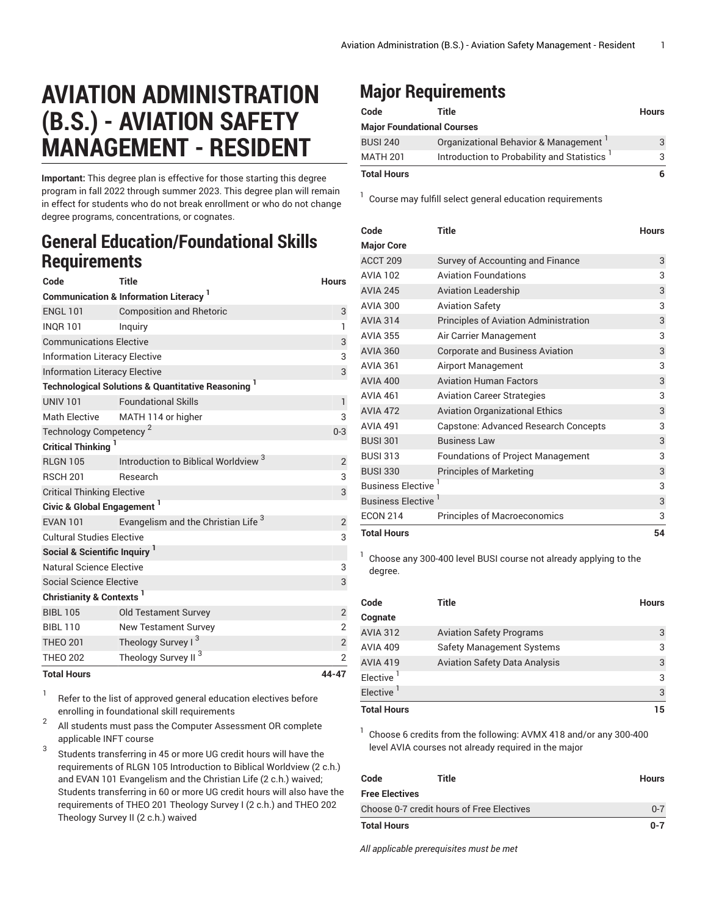# AVIATION ADMINISTRATION (B.S.) - AVIATION SAFETY MANAGEMENT - RESIDENT

**Important:** This degree plan is effective for those starting this degree program in fall 2022 through summer 2023. This degree plan will remain in effect for students who do not break enrollment or who do not change degree programs, concentrations, or cognates.

## General Education/Foundational Skills Requirements

| Code | Title | Hours |
|---|---|---|
| **Communication & Information Literacy** [1] | | |
| ENGL 101 | Composition and Rhetoric | 3 |
| INQR 101 | Inquiry | 1 |
| Communications Elective | | 3 |
| Information Literacy Elective | | 3 |
| Information Literacy Elective | | 3 |
| **Technological Solutions & Quantitative Reasoning** [1] | | |
| UNIV 101 | Foundational Skills | 1 |
| Math Elective | MATH 114 or higher | 3 |
| Technology Competency [2] | | 0-3 |
| **Critical Thinking** [1] | | |
| RLGN 105 | Introduction to Biblical Worldview [3] | 2 |
| RSCH 201 | Research | 3 |
| Critical Thinking Elective | | 3 |
| **Civic & Global Engagement** [1] | | |
| EVAN 101 | Evangelism and the Christian Life [3] | 2 |
| Cultural Studies Elective | | 3 |
| **Social & Scientific Inquiry** [1] | | |
| Natural Science Elective | | 3 |
| Social Science Elective | | 3 |
| **Christianity & Contexts** [1] | | |
| BIBL 105 | Old Testament Survey | 2 |
| BIBL 110 | New Testament Survey | 2 |
| THEO 201 | Theology Survey I [3] | 2 |
| THEO 202 | Theology Survey II [3] | 2 |
| **Total Hours** | | **44-47** |

1. Refer to the list of approved general education electives before enrolling in foundational skill requirements
2. All students must pass the Computer Assessment OR complete applicable INFT course
3. Students transferring in 45 or more UG credit hours will have the requirements of RLGN 105 Introduction to Biblical Worldview (2 c.h.) and EVAN 101 Evangelism and the Christian Life (2 c.h.) waived; Students transferring in 60 or more UG credit hours will also have the requirements of THEO 201 Theology Survey I (2 c.h.) and THEO 202 Theology Survey II (2 c.h.) waived

## Major Requirements

| Code | Title | Hours |
|---|---|---|
| **Major Foundational Courses** | | |
| BUSI 240 | Organizational Behavior & Management [1] | 3 |
| MATH 201 | Introduction to Probability and Statistics [1] | 3 |
| **Total Hours** | | **6** |

1. Course may fulfill select general education requirements

| Code | Title | Hours |
|---|---|---|
| **Major Core** | | |
| ACCT 209 | Survey of Accounting and Finance | 3 |
| AVIA 102 | Aviation Foundations | 3 |
| AVIA 245 | Aviation Leadership | 3 |
| AVIA 300 | Aviation Safety | 3 |
| AVIA 314 | Principles of Aviation Administration | 3 |
| AVIA 355 | Air Carrier Management | 3 |
| AVIA 360 | Corporate and Business Aviation | 3 |
| AVIA 361 | Airport Management | 3 |
| AVIA 400 | Aviation Human Factors | 3 |
| AVIA 461 | Aviation Career Strategies | 3 |
| AVIA 472 | Aviation Organizational Ethics | 3 |
| AVIA 491 | Capstone: Advanced Research Concepts | 3 |
| BUSI 301 | Business Law | 3 |
| BUSI 313 | Foundations of Project Management | 3 |
| BUSI 330 | Principles of Marketing | 3 |
| Business Elective [1] | | 3 |
| Business Elective [1] | | 3 |
| ECON 214 | Principles of Macroeconomics | 3 |
| **Total Hours** | | **54** |

1. Choose any 300-400 level BUSI course not already applying to the degree.

| Code | Title | Hours |
|---|---|---|
| **Cognate** | | |
| AVIA 312 | Aviation Safety Programs | 3 |
| AVIA 409 | Safety Management Systems | 3 |
| AVIA 419 | Aviation Safety Data Analysis | 3 |
| Elective [1] | | 3 |
| Elective [1] | | 3 |
| **Total Hours** | | **15** |

1. Choose 6 credits from the following: AVMX 418 and/or any 300-400 level AVIA courses not already required in the major

| Code | Title | Hours |
|---|---|---|
| **Free Electives** | | |
| Choose 0-7 credit hours of Free Electives | | 0-7 |
| **Total Hours** | | **0-7** |

*All applicable prerequisites must be met*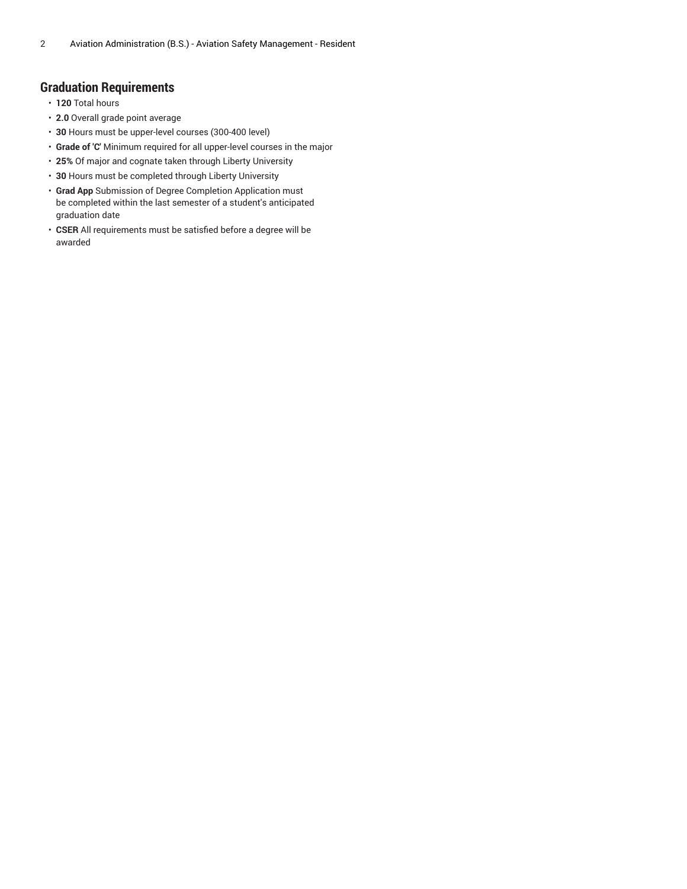## Graduation Requirements

- **120** Total hours
- **2.0** Overall grade point average
- **30** Hours must be upper-level courses (300-400 level)
- **Grade of 'C'** Minimum required for all upper-level courses in the major
- **25%** Of major and cognate taken through Liberty University
- **30** Hours must be completed through Liberty University
- **Grad App** Submission of Degree Completion Application must be completed within the last semester of a student's anticipated graduation date
- **CSER** All requirements must be satisfied before a degree will be awarded